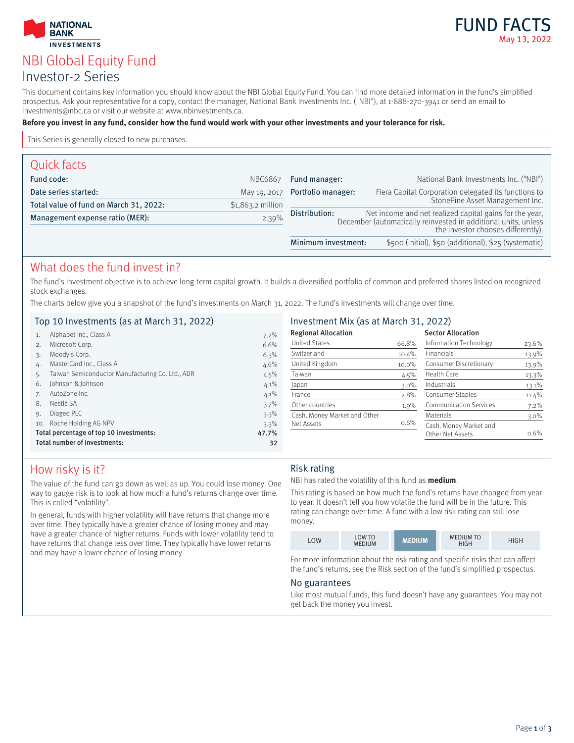NATIONAL BANK INVESTMENTS

# FUND FACTS

May 13, 2022

# NBI Global Equity Fund

## Investor-2 Series

This document contains key information you should know about the NBI Global Equity Fund. You can find more detailed information in the fund's simplified prospectus. Ask your representative for a copy, contact the manager, National Bank Investments Inc. ("NBI"), at 1-888-270-3941 or send an email to investments@nbc.ca or visit our website at www.nbinvestments.ca.

**Before you invest in any fund, consider how the fund would work with your other investments and your tolerance for risk.**

This Series is generally closed to new purchases.

## Quick facts

| | |
|---|---|
| **Fund code:** | NBC6867 |
| **Date series started:** | May 19, 2017 |
| **Total value of fund on March 31, 2022:** | $1,863.2 million |
| **Management expense ratio (MER):** | 2.39% |
| **Fund manager:** | National Bank Investments Inc. ("NBI") |
| **Portfolio manager:** | Fiera Capital Corporation delegated its functions to StonePine Asset Management Inc. |
| **Distribution:** | Net income and net realized capital gains for the year, December (automatically reinvested in additional units, unless the investor chooses differently). |
| **Minimum investment:** | $500 (initial), $50 (additional), $25 (systematic) |

## What does the fund invest in?

The fund's investment objective is to achieve long-term capital growth. It builds a diversified portfolio of common and preferred shares listed on recognized stock exchanges.

The charts below give you a snapshot of the fund's investments on March 31, 2022. The fund's investments will change over time.

### Top 10 Investments (as at March 31, 2022)

| | | |
|---|---|---|
| 1. | Alphabet Inc., Class A | 7.2% |
| 2. | Microsoft Corp. | 6.6% |
| 3. | Moody's Corp. | 6.3% |
| 4. | MasterCard Inc., Class A | 4.6% |
| 5. | Taiwan Semiconductor Manufacturing Co. Ltd., ADR | 4.5% |
| 6. | Johnson & Johnson | 4.1% |
| 7. | AutoZone Inc. | 4.1% |
| 8. | Nestlé SA | 3.7% |
| 9. | Diageo PLC | 3.3% |
| 10. | Roche Holding AG NPV | 3.3% |
| | **Total percentage of top 10 investments:** | **47.7%** |
| | **Total number of investments:** | **32** |

### Investment Mix (as at March 31, 2022)

**Regional Allocation**

| | |
|---|---|
| United States | 66.8% |
| Switzerland | 10.4% |
| United Kingdom | 10.0% |
| Taiwan | 4.5% |
| Japan | 3.0% |
| France | 2.8% |
| Other countries | 1.9% |
| Cash, Money Market and Other Net Assets | 0.6% |

**Sector Allocation**

| | |
|---|---|
| Information Technology | 23.6% |
| Financials | 13.9% |
| Consumer Discretionary | 13.9% |
| Health Care | 13.3% |
| Industrials | 13.1% |
| Consumer Staples | 11.4% |
| Communication Services | 7.2% |
| Materials | 3.0% |
| Cash, Money Market and Other Net Assets | 0.6% |

## How risky is it?

The value of the fund can go down as well as up. You could lose money. One way to gauge risk is to look at how much a fund's returns change over time. This is called "volatility".

In general, funds with higher volatility will have returns that change more over time. They typically have a greater chance of losing money and may have a greater chance of higher returns. Funds with lower volatility tend to have returns that change less over time. They typically have lower returns and may have a lower chance of losing money.

### Risk rating

NBI has rated the volatility of this fund as **medium**.

This rating is based on how much the fund's returns have changed from year to year. It doesn't tell you how volatile the fund will be in the future. This rating can change over time. A fund with a low risk rating can still lose money.

| LOW | LOW TO MEDIUM | **MEDIUM** | MEDIUM TO HIGH | HIGH |
|---|---|---|---|---|

For more information about the risk rating and specific risks that can affect the fund's returns, see the Risk section of the fund's simplified prospectus.

### No guarantees

Like most mutual funds, this fund doesn't have any guarantees. You may not get back the money you invest.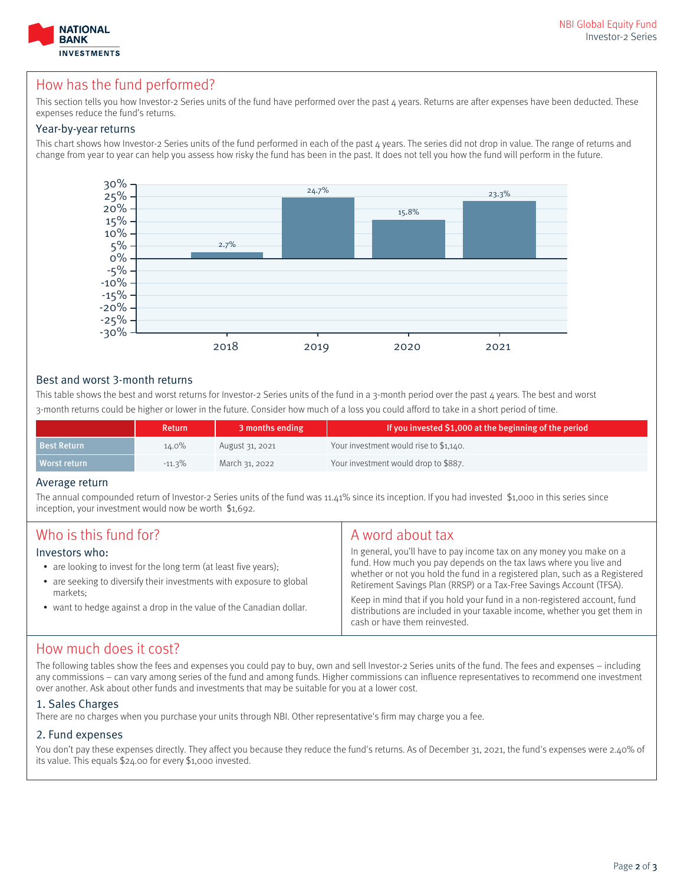## How has the fund performed?

This section tells you how Investor-2 Series units of the fund have performed over the past 4 years. Returns are after expenses have been deducted. These expenses reduce the fund's returns.

### Year-by-year returns

This chart shows how Investor-2 Series units of the fund performed in each of the past 4 years. The series did not drop in value. The range of returns and change from year to year can help you assess how risky the fund has been in the past. It does not tell you how the fund will perform in the future.

| Year | Return |
|---|---|
| 2018 | 2.7% |
| 2019 | 24.7% |
| 2020 | 15.8% |
| 2021 | 23.3% |

### Best and worst 3-month returns

This table shows the best and worst returns for Investor-2 Series units of the fund in a 3-month period over the past 4 years. The best and worst 3-month returns could be higher or lower in the future. Consider how much of a loss you could afford to take in a short period of time.

| | Return | 3 months ending | If you invested $1,000 at the beginning of the period |
|---|---|---|---|
| Best Return | 14.0% | August 31, 2021 | Your investment would rise to $1,140. |
| Worst return | -11.3% | March 31, 2022 | Your investment would drop to $887. |

### Average return

The annual compounded return of Investor-2 Series units of the fund was 11.41% since its inception. If you had invested $1,000 in this series since inception, your investment would now be worth $1,692.

## Who is this fund for?

### Investors who:

- are looking to invest for the long term (at least five years);
- are seeking to diversify their investments with exposure to global markets;
- want to hedge against a drop in the value of the Canadian dollar.

## A word about tax

In general, you'll have to pay income tax on any money you make on a fund. How much you pay depends on the tax laws where you live and whether or not you hold the fund in a registered plan, such as a Registered Retirement Savings Plan (RRSP) or a Tax-Free Savings Account (TFSA).

Keep in mind that if you hold your fund in a non-registered account, fund distributions are included in your taxable income, whether you get them in cash or have them reinvested.

## How much does it cost?

The following tables show the fees and expenses you could pay to buy, own and sell Investor-2 Series units of the fund. The fees and expenses – including any commissions – can vary among series of the fund and among funds. Higher commissions can influence representatives to recommend one investment over another. Ask about other funds and investments that may be suitable for you at a lower cost.

### 1. Sales Charges

There are no charges when you purchase your units through NBI. Other representative's firm may charge you a fee.

### 2. Fund expenses

You don't pay these expenses directly. They affect you because they reduce the fund's returns. As of December 31, 2021, the fund's expenses were 2.40% of its value. This equals $24.00 for every $1,000 invested.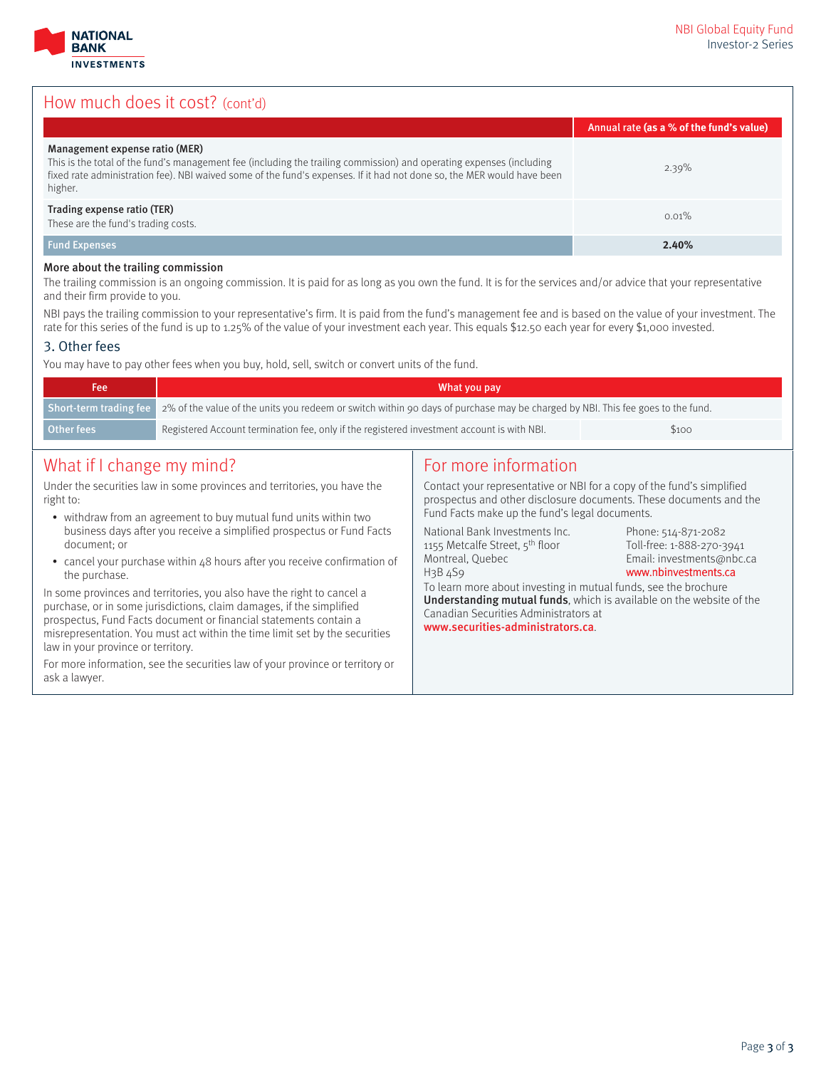## How much does it cost? (cont'd)

| | Annual rate (as a % of the fund's value) |
|---|---|
| **Management expense ratio (MER)**<br>This is the total of the fund's management fee (including the trailing commission) and operating expenses (including fixed rate administration fee). NBI waived some of the fund's expenses. If it had not done so, the MER would have been higher. | 2.39% |
| **Trading expense ratio (TER)**<br>These are the fund's trading costs. | 0.01% |
| **Fund Expenses** | **2.40%** |

**More about the trailing commission**

The trailing commission is an ongoing commission. It is paid for as long as you own the fund. It is for the services and/or advice that your representative and their firm provide to you.

NBI pays the trailing commission to your representative's firm. It is paid from the fund's management fee and is based on the value of your investment. The rate for this series of the fund is up to 1.25% of the value of your investment each year. This equals $12.50 each year for every $1,000 invested.

### 3. Other fees

You may have to pay other fees when you buy, hold, sell, switch or convert units of the fund.

| Fee | What you pay | |
|---|---|---|
| Short-term trading fee | 2% of the value of the units you redeem or switch within 90 days of purchase may be charged by NBI. This fee goes to the fund. | |
| Other fees | Registered Account termination fee, only if the registered investment account is with NBI. | $100 |

## What if I change my mind?

Under the securities law in some provinces and territories, you have the right to:

- withdraw from an agreement to buy mutual fund units within two business days after you receive a simplified prospectus or Fund Facts document; or
- cancel your purchase within 48 hours after you receive confirmation of the purchase.

In some provinces and territories, you also have the right to cancel a purchase, or in some jurisdictions, claim damages, if the simplified prospectus, Fund Facts document or financial statements contain a misrepresentation. You must act within the time limit set by the securities law in your province or territory.

For more information, see the securities law of your province or territory or ask a lawyer.

## For more information

Contact your representative or NBI for a copy of the fund's simplified prospectus and other disclosure documents. These documents and the Fund Facts make up the fund's legal documents.

National Bank Investments Inc.
1155 Metcalfe Street, 5th floor
Montreal, Quebec
H3B 4S9

Phone: 514-871-2082
Toll-free: 1-888-270-3941
Email: investments@nbc.ca
www.nbinvestments.ca

To learn more about investing in mutual funds, see the brochure **Understanding mutual funds**, which is available on the website of the Canadian Securities Administrators at www.securities-administrators.ca.